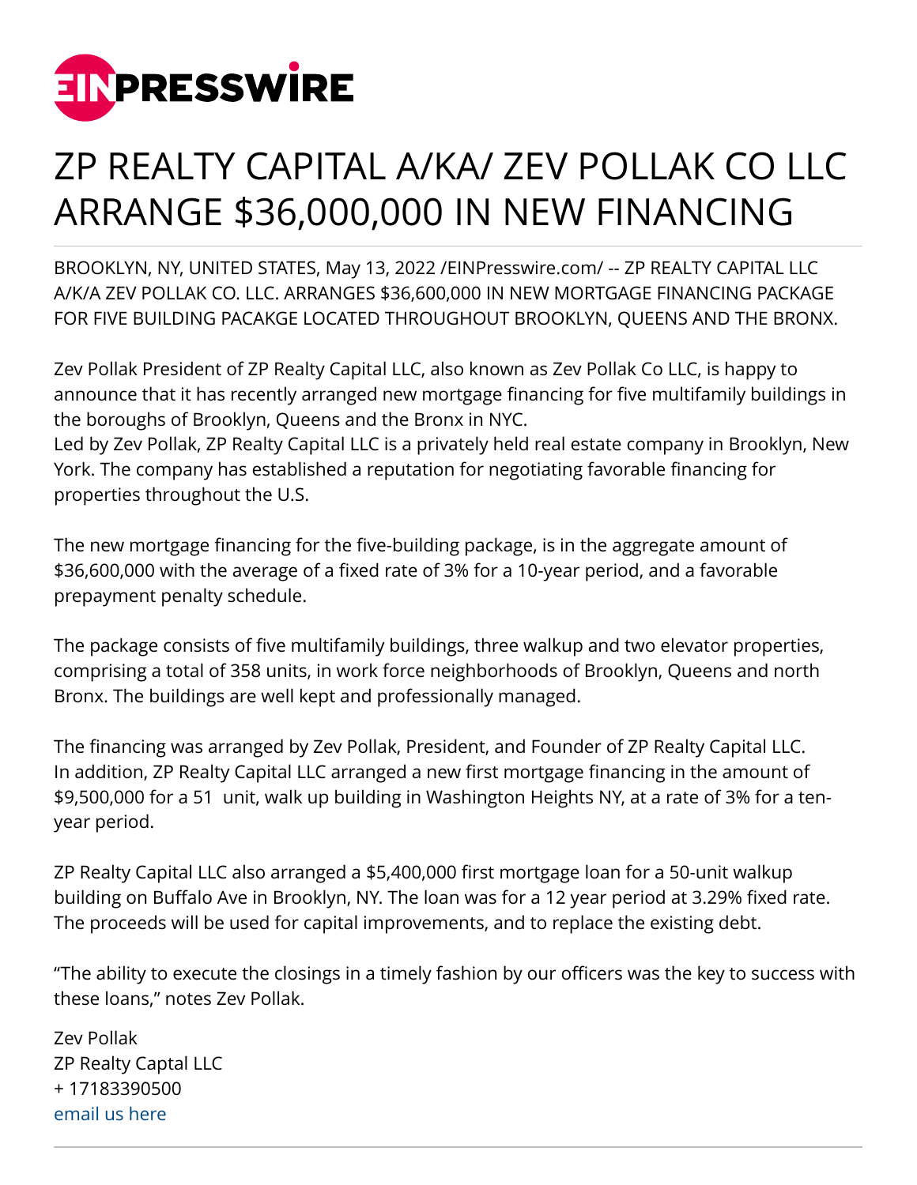# ZP REALTY CAPITAL A/KA/ ZEV POLLAK CO LLC ARRANGE $36,000,000 IN NEW FINANCING

BROOKLYN, NY, UNITED STATES, May 13, 2022 /EINPresswire.com/ -- ZP REALTY CAPITAL LLC A/K/A ZEV POLLAK CO. LLC. ARRANGES $36,600,000 IN NEW MORTGAGE FINANCING PACKAGE FOR FIVE BUILDING PACAKGE LOCATED THROUGHOUT BROOKLYN, QUEENS AND THE BRONX.

Zev Pollak President of ZP Realty Capital LLC, also known as Zev Pollak Co LLC, is happy to announce that it has recently arranged new mortgage financing for five multifamily buildings in the boroughs of Brooklyn, Queens and the Bronx in NYC.
Led by Zev Pollak, ZP Realty Capital LLC is a privately held real estate company in Brooklyn, New York. The company has established a reputation for negotiating favorable financing for properties throughout the U.S.

The new mortgage financing for the five-building package, is in the aggregate amount of $36,600,000 with the average of a fixed rate of 3% for a 10-year period, and a favorable prepayment penalty schedule.

The package consists of five multifamily buildings, three walkup and two elevator properties, comprising a total of 358 units, in work force neighborhoods of Brooklyn, Queens and north Bronx. The buildings are well kept and professionally managed.

The financing was arranged by Zev Pollak, President, and Founder of ZP Realty Capital LLC.
In addition, ZP Realty Capital LLC arranged a new first mortgage financing in the amount of $9,500,000 for a 51 unit, walk up building in Washington Heights NY, at a rate of 3% for a ten-year period.

ZP Realty Capital LLC also arranged a $5,400,000 first mortgage loan for a 50-unit walkup building on Buffalo Ave in Brooklyn, NY. The loan was for a 12 year period at 3.29% fixed rate. The proceeds will be used for capital improvements, and to replace the existing debt.

“The ability to execute the closings in a timely fashion by our officers was the key to success with these loans,” notes Zev Pollak.

Zev Pollak
ZP Realty Captal LLC
+ 17183390500
email us here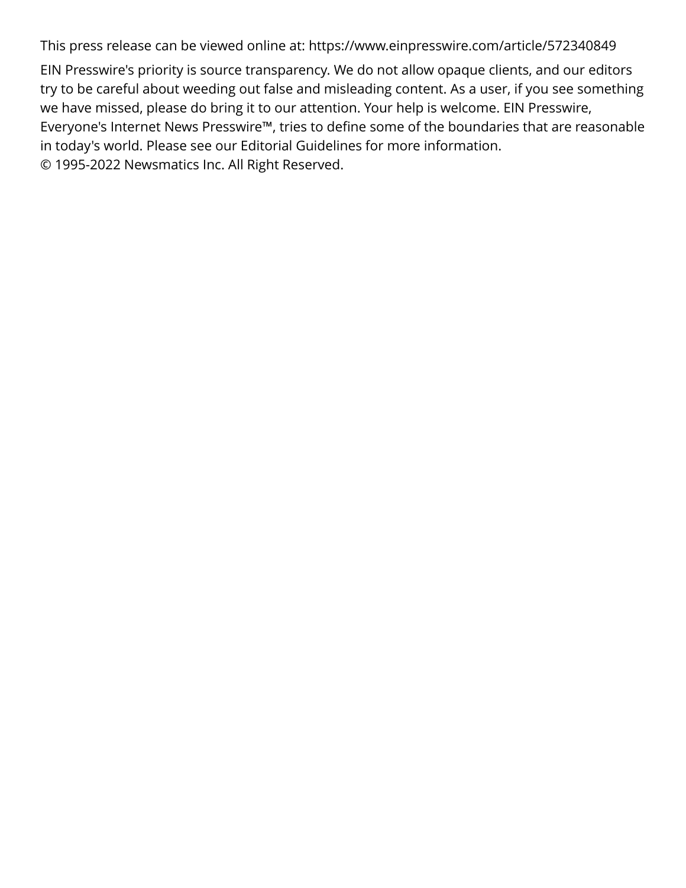This press release can be viewed online at: https://www.einpresswire.com/article/572340849

EIN Presswire's priority is source transparency. We do not allow opaque clients, and our editors try to be careful about weeding out false and misleading content. As a user, if you see something we have missed, please do bring it to our attention. Your help is welcome. EIN Presswire, Everyone's Internet News Presswire™, tries to define some of the boundaries that are reasonable in today's world. Please see our Editorial Guidelines for more information.
© 1995-2022 Newsmatics Inc. All Right Reserved.